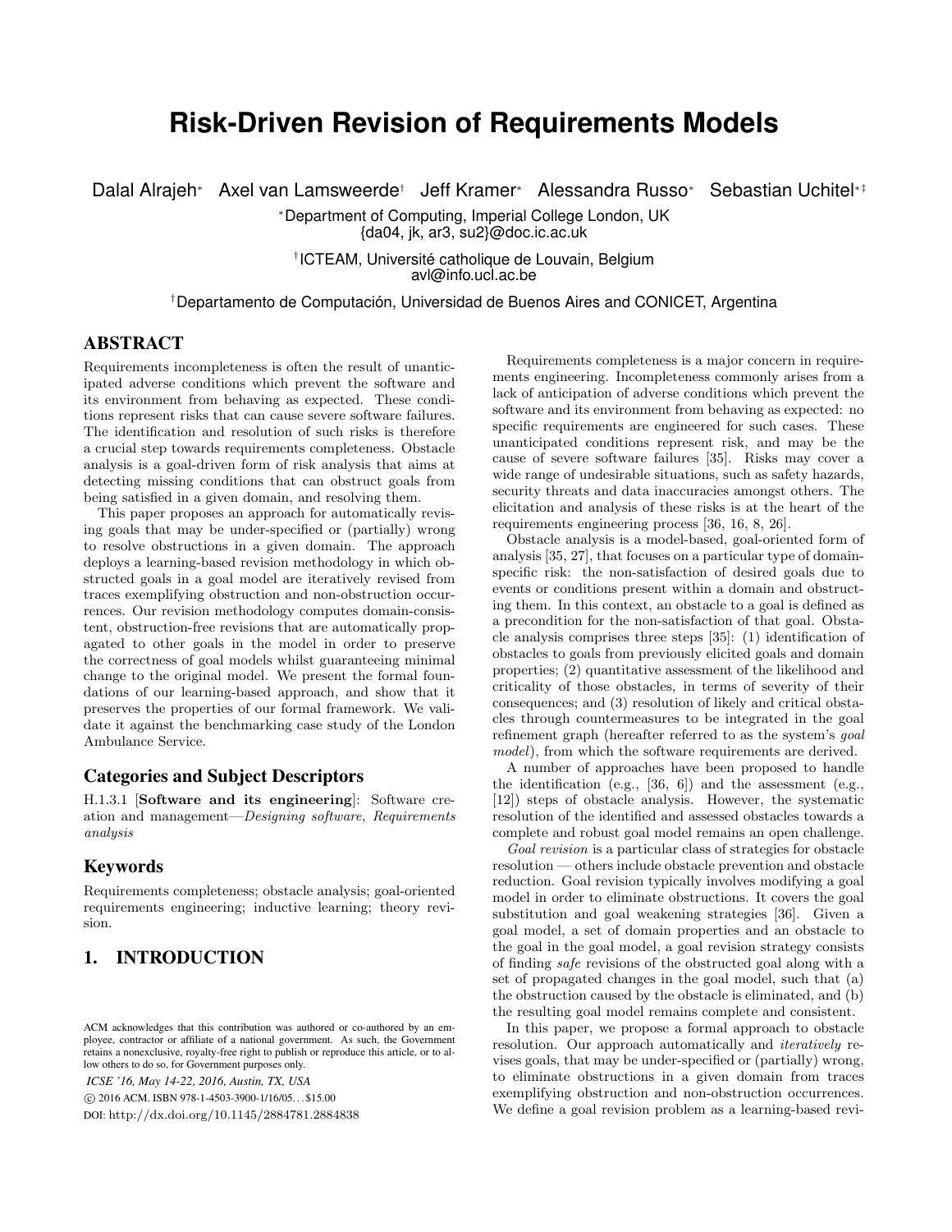# Risk-Driven Revision of Requirements Models

Dalal Alrajeh[*] Axel van Lamsweerde[†] Jeff Kramer[*] Alessandra Russo[*] Sebastian Uchitel[*‡]

[*]Department of Computing, Imperial College London, UK
{da04, jk, ar3, su2}@doc.ic.ac.uk

[†]ICTEAM, Université catholique de Louvain, Belgium
avl@info.ucl.ac.be

[‡]Departamento de Computación, Universidad de Buenos Aires and CONICET, Argentina

## ABSTRACT

Requirements incompleteness is often the result of unanticipated adverse conditions which prevent the software and its environment from behaving as expected. These conditions represent risks that can cause severe software failures. The identification and resolution of such risks is therefore a crucial step towards requirements completeness. Obstacle analysis is a goal-driven form of risk analysis that aims at detecting missing conditions that can obstruct goals from being satisfied in a given domain, and resolving them.

This paper proposes an approach for automatically revising goals that may be under-specified or (partially) wrong to resolve obstructions in a given domain. The approach deploys a learning-based revision methodology in which obstructed goals in a goal model are iteratively revised from traces exemplifying obstruction and non-obstruction occurrences. Our revision methodology computes domain-consistent, obstruction-free revisions that are automatically propagated to other goals in the model in order to preserve the correctness of goal models whilst guaranteeing minimal change to the original model. We present the formal foundations of our learning-based approach, and show that it preserves the properties of our formal framework. We validate it against the benchmarking case study of the London Ambulance Service.

### Categories and Subject Descriptors

H.1.3.1 [**Software and its engineering**]: Software creation and management—*Designing software, Requirements analysis*

### Keywords

Requirements completeness; obstacle analysis; goal-oriented requirements engineering; inductive learning; theory revision.

## 1. INTRODUCTION

Requirements completeness is a major concern in requirements engineering. Incompleteness commonly arises from a lack of anticipation of adverse conditions which prevent the software and its environment from behaving as expected: no specific requirements are engineered for such cases. These unanticipated conditions represent risk, and may be the cause of severe software failures [35]. Risks may cover a wide range of undesirable situations, such as safety hazards, security threats and data inaccuracies amongst others. The elicitation and analysis of these risks is at the heart of the requirements engineering process [36, 16, 8, 26].

Obstacle analysis is a model-based, goal-oriented form of analysis [35, 27], that focuses on a particular type of domain-specific risk: the non-satisfaction of desired goals due to events or conditions present within a domain and obstructing them. In this context, an obstacle to a goal is defined as a precondition for the non-satisfaction of that goal. Obstacle analysis comprises three steps [35]: (1) identification of obstacles to goals from previously elicited goals and domain properties; (2) quantitative assessment of the likelihood and criticality of those obstacles, in terms of severity of their consequences; and (3) resolution of likely and critical obstacles through countermeasures to be integrated in the goal refinement graph (hereafter referred to as the system's *goal model*), from which the software requirements are derived.

A number of approaches have been proposed to handle the identification (e.g., [36, 6]) and the assessment (e.g., [12]) steps of obstacle analysis. However, the systematic resolution of the identified and assessed obstacles towards a complete and robust goal model remains an open challenge.

*Goal revision* is a particular class of strategies for obstacle resolution — others include obstacle prevention and obstacle reduction. Goal revision typically involves modifying a goal model in order to eliminate obstructions. It covers the goal substitution and goal weakening strategies [36]. Given a goal model, a set of domain properties and an obstacle to the goal in the goal model, a goal revision strategy consists of finding *safe* revisions of the obstructed goal along with a set of propagated changes in the goal model, such that (a) the obstruction caused by the obstacle is eliminated, and (b) the resulting goal model remains complete and consistent.

In this paper, we propose a formal approach to obstacle resolution. Our approach automatically and *iteratively* revises goals, that may be under-specified or (partially) wrong, to eliminate obstructions in a given domain from traces exemplifying obstruction and non-obstruction occurrences. We define a goal revision problem as a learning-based revi-

ACM acknowledges that this contribution was authored or co-authored by an employee, contractor or affiliate of a national government. As such, the Government retains a nonexclusive, royalty-free right to publish or reproduce this article, or to allow others to do so, for Government purposes only.

*ICSE '16, May 14-22, 2016, Austin, TX, USA*
© 2016 ACM. ISBN 978-1-4503-3900-1/16/05…$15.00
DOI: http://dx.doi.org/10.1145/2884781.2884838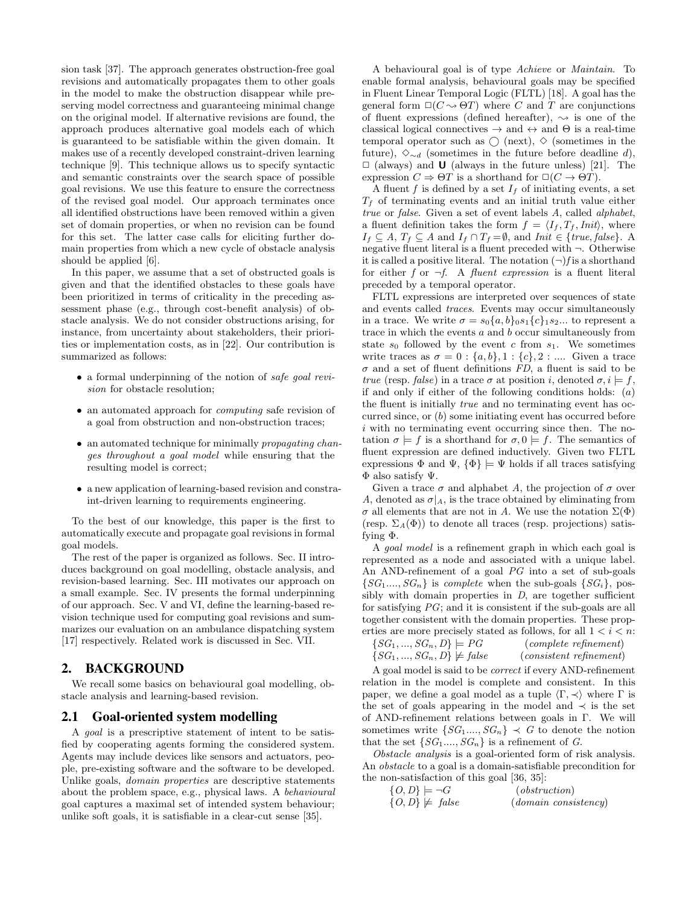sion task [37]. The approach generates obstruction-free goal revisions and automatically propagates them to other goals in the model to make the obstruction disappear while preserving model correctness and guaranteeing minimal change on the original model. If alternative revisions are found, the approach produces alternative goal models each of which is guaranteed to be satisfiable within the given domain. It makes use of a recently developed constraint-driven learning technique [9]. This technique allows us to specify syntactic and semantic constraints over the search space of possible goal revisions. We use this feature to ensure the correctness of the revised goal model. Our approach terminates once all identified obstructions have been removed within a given set of domain properties, or when no revision can be found for this set. The latter case calls for eliciting further domain properties from which a new cycle of obstacle analysis should be applied [6].

In this paper, we assume that a set of obstructed goals is given and that the identified obstacles to these goals have been prioritized in terms of criticality in the preceding assessment phase (e.g., through cost-benefit analysis) of obstacle analysis. We do not consider obstructions arising, for instance, from uncertainty about stakeholders, their priorities or implementation costs, as in [22]. Our contribution is summarized as follows:

- a formal underpinning of the notion of *safe goal revision* for obstacle resolution;
- an automated approach for *computing* safe revision of a goal from obstruction and non-obstruction traces;
- an automated technique for minimally *propagating changes throughout a goal model* while ensuring that the resulting model is correct;
- a new application of learning-based revision and constraint-driven learning to requirements engineering.

To the best of our knowledge, this paper is the first to automatically execute and propagate goal revisions in formal goal models.

The rest of the paper is organized as follows. Sec. II introduces background on goal modelling, obstacle analysis, and revision-based learning. Sec. III motivates our approach on a small example. Sec. IV presents the formal underpinning of our approach. Sec. V and VI, define the learning-based revision technique used for computing goal revisions and summarizes our evaluation on an ambulance dispatching system [17] respectively. Related work is discussed in Sec. VII.

# 2. BACKGROUND

We recall some basics on behavioural goal modelling, obstacle analysis and learning-based revision.

## 2.1 Goal-oriented system modelling

A *goal* is a prescriptive statement of intent to be satisfied by cooperating agents forming the considered system. Agents may include devices like sensors and actuators, people, pre-existing software and the software to be developed. Unlike goals, *domain properties* are descriptive statements about the problem space, e.g., physical laws. A *behavioural* goal captures a maximal set of intended system behaviour; unlike soft goals, it is satisfiable in a clear-cut sense [35].

A behavioural goal is of type *Achieve* or *Maintain*. To enable formal analysis, behavioural goals may be specified in Fluent Linear Temporal Logic (FLTL) [18]. A goal has the general form $\square(C \rightsquigarrow \Theta T)$ where $C$ and $T$ are conjunctions of fluent expressions (defined hereafter), $\rightsquigarrow$ is one of the classical logical connectives $\rightarrow$ and $\leftrightarrow$ and $\Theta$ is a real-time temporal operator such as $\bigcirc$ (next), $\diamond$ (sometimes in the future), $\diamond_{\sim d}$ (sometimes in the future before deadline $d$), $\square$ (always) and $\mathbf{U}$ (always in the future unless) [21]. The expression $C \Rightarrow \Theta T$ is a shorthand for $\square(C \rightarrow \Theta T)$.

A fluent $f$ is defined by a set $I_f$ of initiating events, a set $T_f$ of terminating events and an initial truth value either *true* or *false*. Given a set of event labels $A$, called *alphabet*, a fluent definition takes the form $f = \langle I_f, T_f, Init\rangle$, where $I_f \subseteq A$, $T_f \subseteq A$ and $I_f \cap T_f = \emptyset$, and $Init \in \{true, false\}$. A negative fluent literal is a fluent preceded with $\neg$. Otherwise it is called a positive literal. The notation $(\neg)f$ is a shorthand for either $f$ or $\neg f$. A *fluent expression* is a fluent literal preceded by a temporal operator.

FLTL expressions are interpreted over sequences of state and events called *traces*. Events may occur simultaneously in a trace. We write $\sigma = s_0\{a,b\}_0 s_1\{c\}_1 s_2 ...$ to represent a trace in which the events $a$ and $b$ occur simultaneously from state $s_0$ followed by the event $c$ from $s_1$. We sometimes write traces as $\sigma = 0 : \{a, b\}, 1 : \{c\}, 2 : ....$ Given a trace $\sigma$ and a set of fluent definitions $FD$, a fluent is said to be *true* (resp. *false*) in a trace $\sigma$ at position $i$, denoted $\sigma, i \models f$, if and only if either of the following conditions holds: ($a$) the fluent is initially *true* and no terminating event has occurred since, or ($b$) some initiating event has occurred before $i$ with no terminating event occurring since then. The notation $\sigma \models f$ is a shorthand for $\sigma, 0 \models f$. The semantics of fluent expression are defined inductively. Given two FLTL expressions $\Phi$ and $\Psi$, $\{\Phi\} \models \Psi$ holds if all traces satisfying $\Phi$ also satisfy $\Psi$.

Given a trace $\sigma$ and alphabet $A$, the projection of $\sigma$ over $A$, denoted as $\sigma|_A$, is the trace obtained by eliminating from $\sigma$ all elements that are not in $A$. We use the notation $\Sigma(\Phi)$ (resp. $\Sigma_A(\Phi)$) to denote all traces (resp. projections) satisfying $\Phi$.

A *goal model* is a refinement graph in which each goal is represented as a node and associated with a unique label. An AND-refinement of a goal $PG$ into a set of sub-goals $\{SG_1...., SG_n\}$ is *complete* when the sub-goals $\{SG_i\}$, possibly with domain properties in $D$, are together sufficient for satisfying $PG$; and it is consistent if the sub-goals are all together consistent with the domain properties. These properties are more precisely stated as follows, for all $1 < i < n$:

$\{SG_1, ..., SG_n, D\} \models PG$ (*complete refinement*)
$\{SG_1, ..., SG_n, D\} \not\models false$ (*consistent refinement*)

A goal model is said to be *correct* if every AND-refinement relation in the model is complete and consistent. In this paper, we define a goal model as a tuple $\langle\Gamma, \prec\rangle$ where $\Gamma$ is the set of goals appearing in the model and $\prec$ is the set of AND-refinement relations between goals in $\Gamma$. We will sometimes write $\{SG_1...., SG_n\} \prec G$ to denote the notion that the set $\{SG_1...., SG_n\}$ is a refinement of $G$.

*Obstacle analysis* is a goal-oriented form of risk analysis. An *obstacle* to a goal is a domain-satisfiable precondition for the non-satisfaction of this goal [36, 35]:

$\{O, D\} \models \neg G$ (*obstruction*)
$\{O, D\} \not\models false$ (*domain consistency*)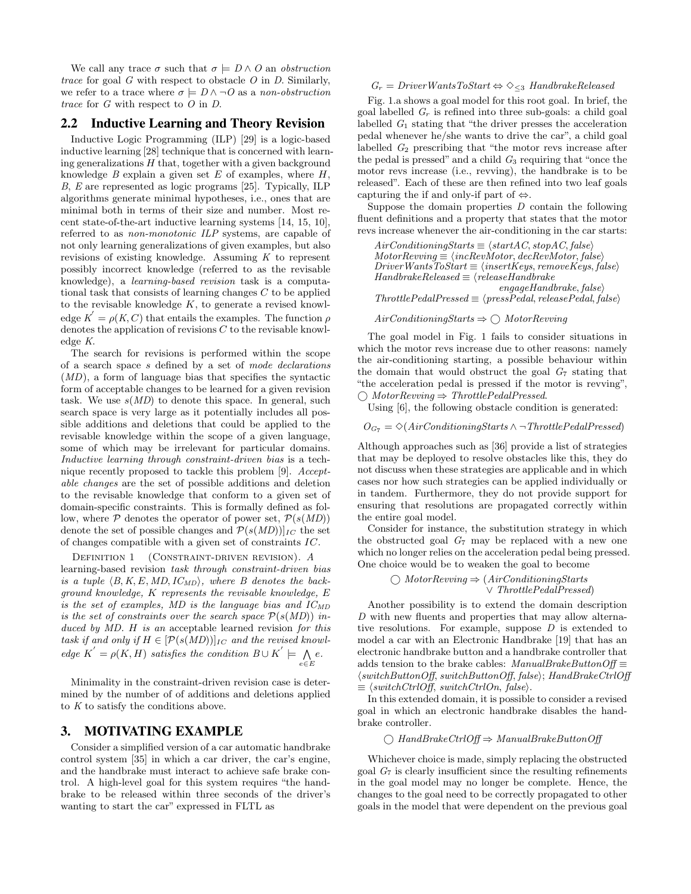We call any trace $\sigma$ such that $\sigma \models D \wedge O$ an *obstruction trace* for goal $G$ with respect to obstacle $O$ in $D$. Similarly, we refer to a trace where $\sigma \models D \wedge \neg O$ as a *non-obstruction trace* for $G$ with respect to $O$ in $D$.

## 2.2 Inductive Learning and Theory Revision

Inductive Logic Programming (ILP) [29] is a logic-based inductive learning [28] technique that is concerned with learning generalizations $H$ that, together with a given background knowledge $B$ explain a given set $E$ of examples, where $H$, $B$, $E$ are represented as logic programs [25]. Typically, ILP algorithms generate minimal hypotheses, i.e., ones that are minimal both in terms of their size and number. Most recent state-of-the-art inductive learning systems [14, 15, 10], referred to as *non-monotonic ILP* systems, are capable of not only learning generalizations of given examples, but also revisions of existing knowledge. Assuming $K$ to represent possibly incorrect knowledge (referred to as the revisable knowledge), a *learning-based revision* task is a computational task that consists of learning changes $C$ to be applied to the revisable knowledge $K$, to generate a revised knowledge $K^{'} = \rho(K, C)$ that entails the examples. The function $\rho$ denotes the application of revisions $C$ to the revisable knowledge $K$.

The search for revisions is performed within the scope of a search space $s$ defined by a set of *mode declarations* ($MD$), a form of language bias that specifies the syntactic form of acceptable changes to be learned for a given revision task. We use $s(MD)$ to denote this space. In general, such search space is very large as it potentially includes all possible additions and deletions that could be applied to the revisable knowledge within the scope of a given language, some of which may be irrelevant for particular domains. *Inductive learning through constraint-driven bias* is a technique recently proposed to tackle this problem [9]. *Acceptable changes* are the set of possible additions and deletion to the revisable knowledge that conform to a given set of domain-specific constraints. This is formally defined as follow, where $\mathcal{P}$ denotes the operator of power set, $\mathcal{P}(s(MD))$ denote the set of possible changes and $\mathcal{P}(s(MD))]_{IC}$ the set of changes compatible with a given set of constraints $IC$.

Definition 1 (Constraint-driven revision). *A* learning-based revision *task through constraint-driven bias is a tuple $\langle B, K, E, MD, IC_{MD}\rangle$, where $B$ denotes the background knowledge, $K$ represents the revisable knowledge, $E$ is the set of examples, $MD$ is the language bias and $IC_{MD}$ is the set of constraints over the search space $\mathcal{P}(s(MD))$ induced by MD. $H$ is an* acceptable learned revision *for this task if and only if $H \in [\mathcal{P}(s(MD))]_{IC}$ and the revised knowledge $K^{'} = \rho(K, H)$ satisfies the condition $B \cup K^{'} \models \bigwedge_{e \in E} e$.*

Minimality in the constraint-driven revision case is determined by the number of of additions and deletions applied to $K$ to satisfy the conditions above.

# 3. MOTIVATING EXAMPLE

Consider a simplified version of a car automatic handbrake control system [35] in which a car driver, the car's engine, and the handbrake must interact to achieve safe brake control. A high-level goal for this system requires "the handbrake to be released within three seconds of the driver's wanting to start the car" expressed in FLTL as

$$G_r = \mathit{DriverWantsToStart} \Leftrightarrow \Diamond_{<3}\ \mathit{HandbrakeReleased}$$

Fig. 1.a shows a goal model for this root goal. In brief, the goal labelled $G_r$ is refined into three sub-goals: a child goal labelled $G_1$ stating that "the driver presses the acceleration pedal whenever he/she wants to drive the car", a child goal labelled $G_2$ prescribing that "the motor revs increase after the pedal is pressed" and a child $G_3$ requiring that "once the motor revs increase (i.e., revving), the handbrake is to be released". Each of these are then refined into two leaf goals capturing the if and only-if part of $\Leftrightarrow$.

Suppose the domain properties $D$ contain the following fluent definitions and a property that states that the motor revs increase whenever the air-conditioning in the car starts:

$$\begin{aligned}
&\mathit{AirConditioningStarts} \equiv \langle \mathit{startAC}, \mathit{stopAC}, \mathit{false}\rangle\\
&\mathit{MotorRevving} \equiv \langle \mathit{incRevMotor}, \mathit{decRevMotor}, \mathit{false}\rangle\\
&\mathit{DriverWantsToStart} \equiv \langle \mathit{insertKeys}, \mathit{removeKeys}, \mathit{false}\rangle\\
&\mathit{HandbrakeReleased} \equiv \langle \mathit{releaseHandbrake}\\
&\qquad\qquad\qquad\qquad \mathit{engageHandbrake}, \mathit{false}\rangle\\
&\mathit{ThrottlePedalPressed} \equiv \langle \mathit{pressPedal}, \mathit{releasePedal}, \mathit{false}\rangle
\end{aligned}$$

$$\mathit{AirConditioningStarts} \Rightarrow \bigcirc\ \mathit{MotorRevving}$$

The goal model in Fig. 1 fails to consider situations in which the motor revs increase due to other reasons: namely the air-conditioning starting, a possible behaviour within the domain that would obstruct the goal $G_7$ stating that "the acceleration pedal is pressed if the motor is revving", $\bigcirc\ \mathit{MotorRevving} \Rightarrow \mathit{ThrottlePedalPressed}$.

Using [6], the following obstacle condition is generated:

$$O_{G_7} = \Diamond(\mathit{AirConditioningStarts} \wedge \neg \mathit{ThrottlePedalPressed})$$

Although approaches such as [36] provide a list of strategies that may be deployed to resolve obstacles like this, they do not discuss when these strategies are applicable and in which cases nor how such strategies can be applied individually or in tandem. Furthermore, they do not provide support for ensuring that resolutions are propagated correctly within the entire goal model.

Consider for instance, the substitution strategy in which the obstructed goal $G_7$ may be replaced with a new one which no longer relies on the acceleration pedal being pressed. One choice would be to weaken the goal to become

$$\bigcirc\ \mathit{MotorRevving} \Rightarrow (\mathit{AirConditioningStarts} \vee \mathit{ThrottlePedalPressed})$$

Another possibility is to extend the domain description $D$ with new fluents and properties that may allow alternative resolutions. For example, suppose $D$ is extended to model a car with an Electronic Handbrake [19] that has an electronic handbrake button and a handbrake controller that adds tension to the brake cables: $\mathit{ManualBrakeButtonOff} \equiv \langle \mathit{switchButtonOff}, \mathit{switchButtonOff}, \mathit{false}\rangle$; $\mathit{HandBrakeCtrlOff} \equiv \langle \mathit{switchCtrlOff}, \mathit{switchCtrlOn}, \mathit{false}\rangle$.

In this extended domain, it is possible to consider a revised goal in which an electronic handbrake disables the handbrake controller.

$$\bigcirc\ \mathit{HandBrakeCtrlOff} \Rightarrow \mathit{ManualBrakeButtonOff}$$

Whichever choice is made, simply replacing the obstructed goal $G_7$ is clearly insufficient since the resulting refinements in the goal model may no longer be complete. Hence, the changes to the goal need to be correctly propagated to other goals in the model that were dependent on the previous goal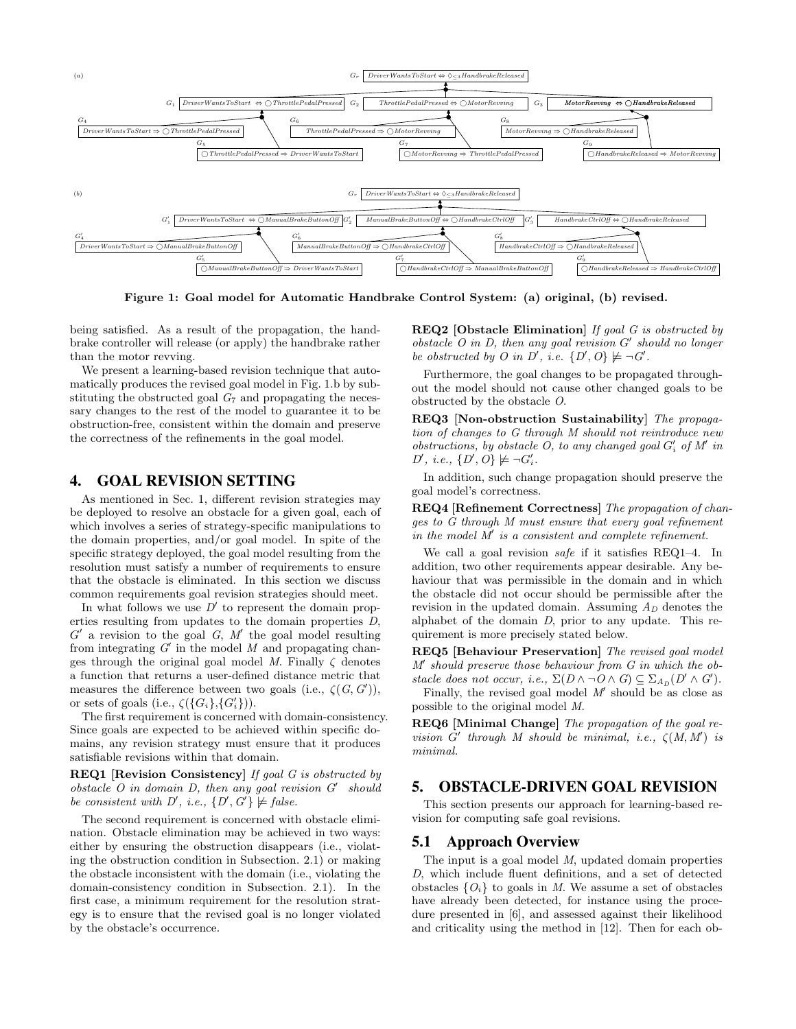Figure 1: Goal model for Automatic Handbrake Control System: (a) original, (b) revised.

being satisfied. As a result of the propagation, the handbrake controller will release (or apply) the handbrake rather than the motor revving.

We present a learning-based revision technique that automatically produces the revised goal model in Fig. 1.b by substituting the obstructed goal $G_7$ and propagating the necessary changes to the rest of the model to guarantee it to be obstruction-free, consistent within the domain and preserve the correctness of the refinements in the goal model.

## 4. GOAL REVISION SETTING

As mentioned in Sec. 1, different revision strategies may be deployed to resolve an obstacle for a given goal, each of which involves a series of strategy-specific manipulations to the domain properties, and/or goal model. In spite of the specific strategy deployed, the goal model resulting from the resolution must satisfy a number of requirements to ensure that the obstacle is eliminated. In this section we discuss common requirements goal revision strategies should meet.

In what follows we use $D'$ to represent the domain properties resulting from updates to the domain properties $D$, $G'$ a revision to the goal $G$, $M'$ the goal model resulting from integrating $G'$ in the model $M$ and propagating changes through the original goal model $M$. Finally $\zeta$ denotes a function that returns a user-defined distance metric that measures the difference between two goals (i.e., $\zeta(G, G')$), or sets of goals (i.e., $\zeta(\{G_i\},\{G'_i\})$).

The first requirement is concerned with domain-consistency. Since goals are expected to be achieved within specific domains, any revision strategy must ensure that it produces satisfiable revisions within that domain.

**REQ1 [Revision Consistency]** *If goal $G$ is obstructed by obstacle $O$ in domain $D$, then any goal revision $G'$ should be consistent with $D'$, i.e., $\{D', G'\} \not\models false$.*

The second requirement is concerned with obstacle elimination. Obstacle elimination may be achieved in two ways: either by ensuring the obstruction disappears (i.e., violating the obstruction condition in Subsection. 2.1) or making the obstacle inconsistent with the domain (i.e., violating the domain-consistency condition in Subsection. 2.1). In the first case, a minimum requirement for the resolution strategy is to ensure that the revised goal is no longer violated by the obstacle's occurrence.

**REQ2 [Obstacle Elimination]** *If goal $G$ is obstructed by obstacle $O$ in $D$, then any goal revision $G'$ should no longer be obstructed by $O$ in $D'$, i.e. $\{D', O\} \not\models \neg G'$.*

Furthermore, the goal changes to be propagated throughout the model should not cause other changed goals to be obstructed by the obstacle $O$.

**REQ3 [Non-obstruction Sustainability]** *The propagation of changes to $G$ through $M$ should not reintroduce new obstructions, by obstacle $O$, to any changed goal $G'_i$ of $M'$ in $D'$, i.e., $\{D', O\} \not\models \neg G'_i$.*

In addition, such change propagation should preserve the goal model's correctness.

**REQ4 [Refinement Correctness]** *The propagation of changes to $G$ through $M$ must ensure that every goal refinement in the model $M'$ is a consistent and complete refinement.*

We call a goal revision *safe* if it satisfies REQ1–4. In addition, two other requirements appear desirable. Any behaviour that was permissible in the domain and in which the obstacle did not occur should be permissible after the revision in the updated domain. Assuming $A_D$ denotes the alphabet of the domain $D$, prior to any update. This requirement is more precisely stated below.

**REQ5 [Behaviour Preservation]** *The revised goal model $M'$ should preserve those behaviour from $G$ in which the obstacle does not occur, i.e., $\Sigma(D \wedge \neg O \wedge G) \subseteq \Sigma_{A_D}(D' \wedge G')$.*

Finally, the revised goal model $M'$ should be as close as possible to the original model $M$.

**REQ6 [Minimal Change]** *The propagation of the goal revision $G'$ through $M$ should be minimal, i.e., $\zeta(M, M')$ is minimal.*

## 5. OBSTACLE-DRIVEN GOAL REVISION

This section presents our approach for learning-based revision for computing safe goal revisions.

### 5.1 Approach Overview

The input is a goal model $M$, updated domain properties $D$, which include fluent definitions, and a set of detected obstacles $\{O_i\}$ to goals in $M$. We assume a set of obstacles have already been detected, for instance using the procedure presented in [6], and assessed against their likelihood and criticality using the method in [12]. Then for each ob-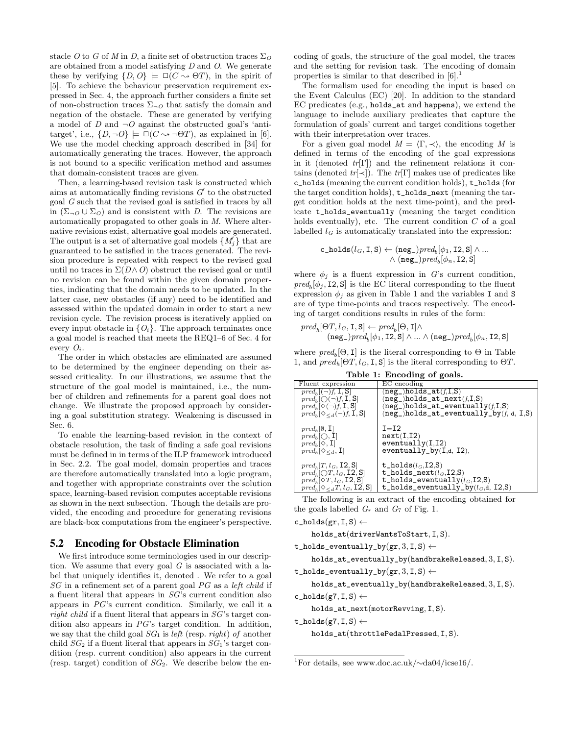stacle $O$ to $G$ of $M$ in $D$, a finite set of obstruction traces $\Sigma_O$ are obtained from a model satisfying $D$ and $O$. We generate these by verifying $\{D, O\} \models \Box(C \rightsquigarrow \Theta T)$, in the spirit of [5]. To achieve the behaviour preservation requirement expressed in Sec. 4, the approach further considers a finite set of non-obstruction traces $\Sigma_{\neg O}$ that satisfy the domain and negation of the obstacle. These are generated by verifying a model of $D$ and $\neg O$ against the obstructed goal's 'anti-target', i.e., $\{D, \neg O\} \models \Box(C \rightsquigarrow \neg\Theta T)$, as explained in [6]. We use the model checking approach described in [34] for automatically generating the traces. However, the approach is not bound to a specific verification method and assumes that domain-consistent traces are given.

Then, a learning-based revision task is constructed which aims at automatically finding revisions $G'$ to the obstructed goal $G$ such that the revised goal is satisfied in traces by all in $(\Sigma_{\neg O} \cup \Sigma_O)$ and is consistent with $D$. The revisions are automatically propagated to other goals in $M$. Where alternative revisions exist, alternative goal models are generated. The output is a set of alternative goal models $\{M_j'\}$ that are guaranteed to be satisfied in the traces generated. The revision procedure is repeated with respect to the revised goal until no traces in $\Sigma(D \wedge O)$ obstruct the revised goal or until no revision can be found within the given domain properties, indicating that the domain needs to be updated. In the latter case, new obstacles (if any) need to be identified and assessed within the updated domain in order to start a new revision cycle. The revision process is iteratively applied on every input obstacle in $\{O_i\}$. The approach terminates once a goal model is reached that meets the REQ1–6 of Sec. 4 for every $O_i$.

The order in which obstacles are eliminated are assumed to be determined by the engineer depending on their assessed criticality. In our illustrations, we assume that the structure of the goal model is maintained, i.e., the number of children and refinements for a parent goal does not change. We illustrate the proposed approach by considering a goal substitution strategy. Weakening is discussed in Sec. 6.

To enable the learning-based revision in the context of obstacle resolution, the task of finding a safe goal revisions must be defined in in terms of the ILP framework introduced in Sec. 2.2. The goal model, domain properties and traces are therefore automatically translated into a logic program, and together with appropriate constraints over the solution space, learning-based revision computes acceptable revisions as shown in the next subsection. Though the details are provided, the encoding and procedure for generating revisions are black-box computations from the engineer's perspective.

## 5.2 Encoding for Obstacle Elimination

We first introduce some terminologies used in our description. We assume that every goal $G$ is associated with a label that uniquely identifies it, denoted $l_G$. We refer to a goal $SG$ in a refinement set of a parent goal $PG$ as a *left child* if a fluent literal that appears in $SG$'s current condition also appears in $PG$'s current condition. Similarly, we call it a *right child* if a fluent literal that appears in $SG$'s target condition also appears in $PG$'s target condition. In addition, we say that the child goal $SG_1$ is *left* (resp. *right*) *of* another child $SG_2$ if a fluent literal that appears in $SG_1$'s target condition (resp. current condition) also appears in the current (resp. target) condition of $SG_2$. We describe below the encoding of goals, the structure of the goal model, the traces and the setting for revision task. The encoding of domain properties is similar to that described in [6].[1]

The formalism used for encoding the input is based on the Event Calculus (EC) [20]. In addition to the standard EC predicates (e.g., `holds_at` and `happens`), we extend the language to include auxiliary predicates that capture the formulation of goals' current and target conditions together with their interpretation over traces.

For a given goal model $M = \langle \Gamma, \prec \rangle$, the encoding $M$ is defined in terms of the encoding of the goal expressions in it (denoted $tr[\Gamma]$) and the refinement relations it contains (denoted $tr[\prec]$). The $tr[\Gamma]$ makes use of predicates like `c_holds` (meaning the current condition holds), `t_holds` (for the target condition holds), `t_holds_next` (meaning the target condition holds at the next time-point), and the predicate `t_holds_eventually` (meaning the target condition holds eventually), etc. The current condition $C$ of a goal labelled $l_G$ is automatically translated into the expression:

$$\texttt{c\_holds}(l_G, \texttt{I}, \texttt{S}) \leftarrow (\texttt{neg\_})pred_b[\phi_1, \texttt{I2}, \texttt{S}] \wedge ... \wedge (\texttt{neg\_})pred_b[\phi_n, \texttt{I2}, \texttt{S}]$$

where $\phi_j$ is a fluent expression in $G$'s current condition, $pred_b[\phi_j, \texttt{I2}, \texttt{S}]$ is the EC literal corresponding to the fluent expression $\phi_j$ as given in Table 1 and the variables `I` and `S` are of type time-points and traces respectively. The encoding of target conditions results in rules of the form:

$$pred_h[\Theta T, l_G, \texttt{I}, \texttt{S}] \leftarrow pred_b[\Theta, \texttt{I}] \wedge (\texttt{neg\_})pred_b[\phi_1, \texttt{I2}, \texttt{S}] \wedge ... \wedge (\texttt{neg\_})pred_b[\phi_n, \texttt{I2}, \texttt{S}]$$

where $pred_b[\Theta, \texttt{I}]$ is the literal corresponding to $\Theta$ in Table 1, and $pred_h[\Theta T, l_G, \texttt{I}, \texttt{S}]$ is the literal corresponding to $\Theta T$.

**Table 1: Encoding of goals.**

| Fluent expression | EC encoding |
|---|---|
| $pred_b[(\neg)f, \texttt{I}, \texttt{S}]$ | `(neg_)holds_at(f,I,S)` |
| $pred_b[\bigcirc(\neg)f, \texttt{I}, \texttt{S}]$ | `(neg_)holds_at_next(f,I,S)` |
| $pred_b[\Diamond(\neg)f, \texttt{I}, \texttt{S}]$ | `(neg_)holds_at_eventually(f,I,S)` |
| $pred_b[\Diamond_{\leq d}(\neg)f, \texttt{I}, \texttt{S}]$ | `(neg_)holds_at_eventually_by(f, d, I,S)` |
| $pred_b[\emptyset, \texttt{I}]$ | `I=I2` |
| $pred_b[\bigcirc, \texttt{I}]$ | `next(I,I2)` |
| $pred_b[\Diamond, \texttt{I}]$ | `eventually(I,I2)` |
| $pred_b[\Diamond_{\leq d}, \texttt{I}]$ | `eventually_by(I,d, I2)`, |
| $pred_h[T, l_G, \texttt{I2}, \texttt{S}]$ | `t_holds(`$l_G$`,I2,S)` |
| $pred_h[\bigcirc T, l_G, \texttt{I2}, \texttt{S}]$ | `t_holds_next(`$l_G$`,I2,S)` |
| $pred_h[\Diamond T, l_G, \texttt{I2}, \texttt{S}]$ | `t_holds_eventually(`$l_G$`,I2,S)` |
| $pred_h[\Diamond_{\leq d} T, l_G, \texttt{I2}, \texttt{S}]$ | `t_holds_eventually_by(`$l_G$`,d, I2,S)` |

The following is an extract of the encoding obtained for the goals labelled $G_r$ and $G_7$ of Fig. 1.

```
c_holds(gr, I, S) ←
    holds_at(driverWantsToStart, I, S).
t_holds_eventually_by(gr, 3, I, S) ←
    holds_at_eventually_by(handbrakeReleased, 3, I, S).
t_holds_eventually_by(gr, 3, I, S) ←
    holds_at_eventually_by(handbrakeReleased, 3, I, S).
c_holds(g7, I, S) ←
    holds_at_next(motorRevving, I, S).
t_holds(g7, I, S) ←
    holds_at(throttlePedalPressed, I, S).
```

[1] For details, see www.doc.ac.uk/∼da04/icse16/.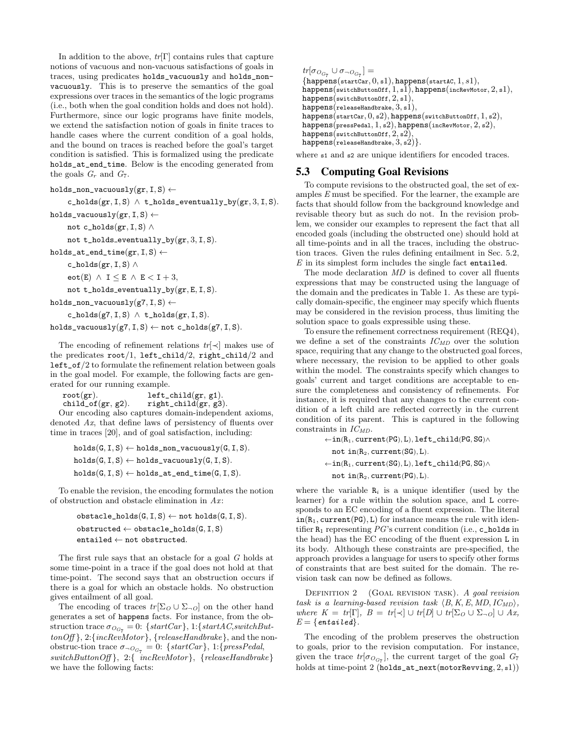In addition to the above, $tr[\Gamma]$ contains rules that capture notions of vacuous and non-vacuous satisfactions of goals in traces, using predicates holds_vacuously and holds_non-vacuously. This is to preserve the semantics of the goal expressions over traces in the semantics of the logic programs (i.e., both when the goal condition holds and does not hold). Furthermore, since our logic programs have finite models, we extend the satisfaction notion of goals in finite traces to handle cases where the current condition of a goal holds, and the bound on traces is reached before the goal's target condition is satisfied. This is formalized using the predicate holds_at_end_time. Below is the encoding generated from the goals $G_r$ and $G_7$.

```
holds_non_vacuously(gr, I, S) ←
    c_holds(gr, I, S) ∧ t_holds_eventually_by(gr, 3, I, S).
holds_vacuously(gr, I, S) ←
    not c_holds(gr, I, S) ∧
    not t_holds_eventually_by(gr, 3, I, S).
holds_at_end_time(gr, I, S) ←
    c_holds(gr, I, S) ∧
    eot(E) ∧ I ≤ E ∧ E < I + 3,
    not t_holds_eventually_by(gr, E, I, S).
holds_non_vacuously(g7, I, S) ←
    c_holds(g7, I, S) ∧ t_holds(gr, I, S).
holds_vacuously(g7, I, S) ← not c_holds(g7, I, S).
```

The encoding of refinement relations $tr[\prec]$ makes use of the predicates root/1, left_child/2, right_child/2 and left_of/2 to formulate the refinement relation between goals in the goal model. For example, the following facts are generated for our running example.

```
root(gr).            left_child(gr, g1).
child_of(gr, g2).    right_child(gr, g3).
```

Our encoding also captures domain-independent axioms, denoted $Ax$, that define laws of persistency of fluents over time in traces [20], and of goal satisfaction, including:

```
holds(G, I, S) ← holds_non_vacuously(G, I, S).
holds(G, I, S) ← holds_vacuously(G, I, S).
holds(G, I, S) ← holds_at_end_time(G, I, S).
```

To enable the revision, the encoding formulates the notion of obstruction and obstacle elimination in $Ax$:

```
obstacle_holds(G, I, S) ← not holds(G, I, S).
obstructed ← obstacle_holds(G, I, S)
entailed ← not obstructed.
```

The first rule says that an obstacle for a goal $G$ holds at some time-point in a trace if the goal does not hold at that time-point. The second says that an obstruction occurs if there is a goal for which an obstacle holds. No obstruction gives entailment of all goal.

The encoding of traces $tr[\Sigma_O \cup \Sigma_{\neg O}]$ on the other hand generates a set of happens facts. For instance, from the obstruction trace $\sigma_{O_{G_7}}$ = 0: {*startCar*}, 1:{*startAC*,*switchButtonOff*}, 2:{*incRevMotor*}, {*releaseHandbrake*}, and the non-obstruc-tion trace $\sigma_{\neg O_{G_7}}$ = 0: {*startCar*}, 1:{*pressPedal*, *switchButtonOff*}, 2:{ *incRevMotor*}, {*releaseHandbrake*} we have the following facts:

$tr[\sigma_{O_{G_7}} \cup \sigma_{\neg O_{G_7}}] =$
{happens(startCar, 0, s1), happens(startAC, 1, s1),
happens(switchButtonOff, 1, s1), happens(incRevMotor, 2, s1),
happens(switchButtonOff, 2, s1),
happens(releaseHandbrake, 3, s1),
happens(startCar, 0, s2), happens(switchButtonOff, 1, s2),
happens(pressPedal, 1, s2), happens(incRevMotor, 2, s2),
happens(switchButtonOff, 2, s2),
happens(releaseHandbrake, 3, s2)}.

where s1 and s2 are unique identifiers for encoded traces.

## 5.3 Computing Goal Revisions

To compute revisions to the obstructed goal, the set of examples $E$ must be specified. For the learner, the example are facts that should follow from the background knowledge and revisable theory but as such do not. In the revision problem, we consider our examples to represent the fact that all encoded goals (including the obstructed one) should hold at all time-points and in all the traces, including the obstruction traces. Given the rules defining entailment in Sec. 5.2, $E$ in its simplest form includes the single fact entailed.

The mode declaration $MD$ is defined to cover all fluents expressions that may be constructed using the language of the domain and the predicates in Table 1. As these are typically domain-specific, the engineer may specify which fluents may be considered in the revision process, thus limiting the solution space to goals expressible using these.

To ensure the refinement correctness requirement (REQ4), we define a set of the constraints $IC_{MD}$ over the solution space, requiring that any change to the obstructed goal forces, where necessary, the revision to be applied to other goals within the model. The constraints specify which changes to goals' current and target conditions are acceptable to ensure the completeness and consistency of refinements. For instance, it is required that any changes to the current condition of a left child are reflected correctly in the current condition of its parent. This is captured in the following constraints in $IC_{MD}$.

```
←in(R1, current(PG), L), left_child(PG, SG)∧
    not in(R2, current(SG), L).
←in(R1, current(SG), L), left_child(PG, SG)∧
    not in(R2, current(PG), L).
```

where the variable $R_i$ is a unique identifier (used by the learner) for a rule within the solution space, and L corresponds to an EC encoding of a fluent expression. The literal $in(R_1, current(PG), L)$ for instance means the rule with identifier $R_1$ representing $PG$'s current condition (i.e., c_holds in the head) has the EC encoding of the fluent expression L in its body. Although these constraints are pre-specified, the approach provides a language for users to specify other forms of constraints that are best suited for the domain. The revision task can now be defined as follows.

Definition 2 (Goal revision task). *A goal revision task is a learning-based revision task* $\langle B, K, E, MD, IC_{MD}\rangle$*, where* $K = tr[\Gamma]$*,* $B = tr[\prec] \cup tr[D] \cup tr[\Sigma_O \cup \Sigma_{\neg O}] \cup Ax$*,* $E = \{$*entailed*$\}$*.*

The encoding of the problem preserves the obstruction to goals, prior to the revision computation. For instance, given the trace $tr[\sigma_{O_{G_7}}]$, the current target of the goal $G_7$ holds at time-point 2 (holds_at_next(motorRevving, 2, s1))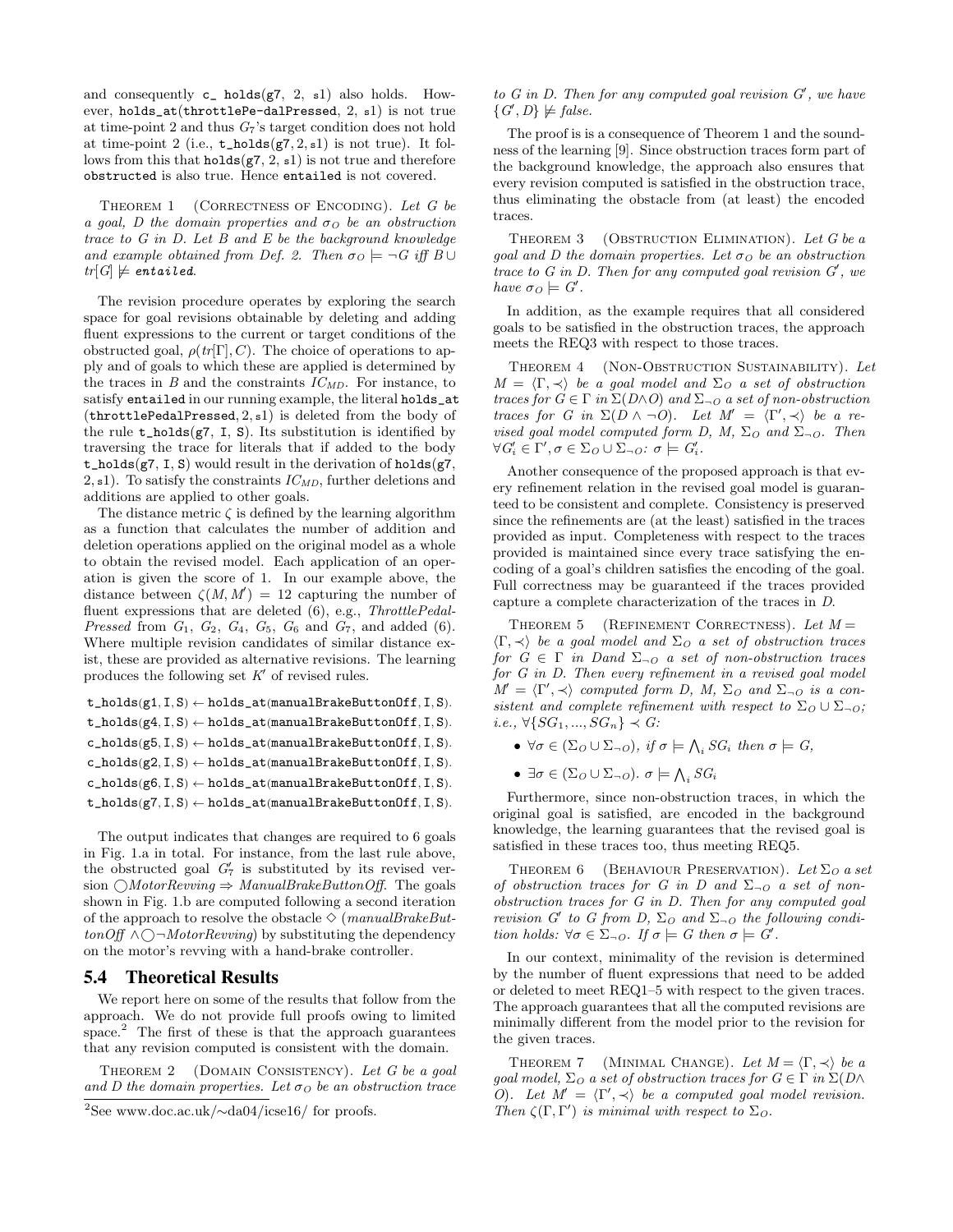and consequently `c_ holds(g7, 2, s1)` also holds. However, `holds_at(throttlePe-dalPressed, 2, s1)` is not true at time-point 2 and thus $G_7$'s target condition does not hold at time-point 2 (i.e., `t_holds(g7, 2, s1)` is not true). It follows from this that `holds(g7, 2, s1)` is not true and therefore `obstructed` is also true. Hence `entailed` is not covered.

THEOREM 1 (CORRECTNESS OF ENCODING). *Let $G$ be a goal, $D$ the domain properties and $\sigma_O$ be an obstruction trace to $G$ in $D$. Let $B$ and $E$ be the background knowledge and example obtained from Def. 2. Then $\sigma_O \models \neg G$ iff $B \cup tr[G] \not\models$ entailed.*

The revision procedure operates by exploring the search space for goal revisions obtainable by deleting and adding fluent expressions to the current or target conditions of the obstructed goal, $\rho(tr[\Gamma], C)$. The choice of operations to apply and of goals to which these are applied is determined by the traces in $B$ and the constraints $IC_{MD}$. For instance, to satisfy `entailed` in our running example, the literal `holds_at (throttlePedalPressed, 2, s1)` is deleted from the body of the rule `t_holds(g7, I, S)`. Its substitution is identified by traversing the trace for literals that if added to the body `t_holds(g7, I, S)` would result in the derivation of `holds(g7, 2, s1)`. To satisfy the constraints $IC_{MD}$, further deletions and additions are applied to other goals.

The distance metric $\zeta$ is defined by the learning algorithm as a function that calculates the number of addition and deletion operations applied on the original model as a whole to obtain the revised model. Each application of an operation is given the score of 1. In our example above, the distance between $\zeta(M, M') = 12$ capturing the number of fluent expressions that are deleted (6), e.g., *ThrottlePedalPressed* from $G_1$, $G_2$, $G_4$, $G_5$, $G_6$ and $G_7$, and added (6). Where multiple revision candidates of similar distance exist, these are provided as alternative revisions. The learning produces the following set $K'$ of revised rules.

```
t_holds(g1, I, S) ← holds_at(manualBrakeButtonOff, I, S).
t_holds(g4, I, S) ← holds_at(manualBrakeButtonOff, I, S).
c_holds(g5, I, S) ← holds_at(manualBrakeButtonOff, I, S).
c_holds(g2, I, S) ← holds_at(manualBrakeButtonOff, I, S).
c_holds(g6, I, S) ← holds_at(manualBrakeButtonOff, I, S).
t_holds(g7, I, S) ← holds_at(manualBrakeButtonOff, I, S).
```

The output indicates that changes are required to 6 goals in Fig. 1.a in total. For instance, from the last rule above, the obstructed goal $G_7'$ is substituted by its revised version $\bigcirc MotorRevving \Rightarrow ManualBrakeButtonOff$. The goals shown in Fig. 1.b are computed following a second iteration of the approach to resolve the obstacle $\Diamond$ ($manualBrakeButtonOff \wedge \bigcirc \neg MotorRevving$) by substituting the dependency on the motor's revving with a hand-brake controller.

## 5.4 Theoretical Results

We report here on some of the results that follow from the approach. We do not provide full proofs owing to limited space.[2] The first of these is that the approach guarantees that any revision computed is consistent with the domain.

THEOREM 2 (DOMAIN CONSISTENCY). *Let $G$ be a goal and $D$ the domain properties. Let $\sigma_O$ be an obstruction trace to $G$ in $D$. Then for any computed goal revision $G'$, we have $\{G', D\} \not\models false$.*

The proof is is a consequence of Theorem 1 and the soundness of the learning [9]. Since obstruction traces form part of the background knowledge, the approach also ensures that every revision computed is satisfied in the obstruction trace, thus eliminating the obstacle from (at least) the encoded traces.

THEOREM 3 (OBSTRUCTION ELIMINATION). *Let $G$ be a goal and $D$ the domain properties. Let $\sigma_O$ be an obstruction trace to $G$ in $D$. Then for any computed goal revision $G'$, we have $\sigma_O \models G'$.*

In addition, as the example requires that all considered goals to be satisfied in the obstruction traces, the approach meets the REQ3 with respect to those traces.

THEOREM 4 (NON-OBSTRUCTION SUSTAINABILITY). *Let $M = \langle \Gamma, \prec \rangle$ be a goal model and $\Sigma_O$ a set of obstruction traces for $G \in \Gamma$ in $\Sigma(D \wedge O)$ and $\Sigma_{\neg O}$ a set of non-obstruction traces for $G$ in $\Sigma(D \wedge \neg O)$. Let $M' = \langle \Gamma', \prec \rangle$ be a revised goal model computed form $D$, $M$, $\Sigma_O$ and $\Sigma_{\neg O}$. Then $\forall G'_i \in \Gamma', \sigma \in \Sigma_O \cup \Sigma_{\neg O}$: $\sigma \models G'_i$.*

Another consequence of the proposed approach is that every refinement relation in the revised goal model is guaranteed to be consistent and complete. Consistency is preserved since the refinements are (at the least) satisfied in the traces provided as input. Completeness with respect to the traces provided is maintained since every trace satisfying the encoding of a goal's children satisfies the encoding of the goal. Full correctness may be guaranteed if the traces provided capture a complete characterization of the traces in $D$.

THEOREM 5 (REFINEMENT CORRECTNESS). *Let $M = \langle \Gamma, \prec \rangle$ be a goal model and $\Sigma_O$ a set of obstruction traces for $G \in \Gamma$ in $D$and $\Sigma_{\neg O}$ a set of non-obstruction traces for $G$ in $D$. Then every refinement in a revised goal model $M' = \langle \Gamma', \prec \rangle$ computed form $D$, $M$, $\Sigma_O$ and $\Sigma_{\neg O}$ is a consistent and complete refinement with respect to $\Sigma_O \cup \Sigma_{\neg O}$; i.e., $\forall \{SG_1, ..., SG_n\} \prec G$:*

- *$\forall \sigma \in (\Sigma_O \cup \Sigma_{\neg O})$, if $\sigma \models \bigwedge_i SG_i$ then $\sigma \models G$,*
- *$\exists \sigma \in (\Sigma_O \cup \Sigma_{\neg O})$. $\sigma \models \bigwedge_i SG_i$*

Furthermore, since non-obstruction traces, in which the original goal is satisfied, are encoded in the background knowledge, the learning guarantees that the revised goal is satisfied in these traces too, thus meeting REQ5.

THEOREM 6 (BEHAVIOUR PRESERVATION). *Let $\Sigma_O$ a set of obstruction traces for $G$ in $D$ and $\Sigma_{\neg O}$ a set of non-obstruction traces for $G$ in $D$. Then for any computed goal revision $G'$ to $G$ from $D$, $\Sigma_O$ and $\Sigma_{\neg O}$ the following condition holds: $\forall \sigma \in \Sigma_{\neg O}$. If $\sigma \models G$ then $\sigma \models G'$.*

In our context, minimality of the revision is determined by the number of fluent expressions that need to be added or deleted to meet REQ1–5 with respect to the given traces. The approach guarantees that all the computed revisions are minimally different from the model prior to the revision for the given traces.

THEOREM 7 (MINIMAL CHANGE). *Let $M = \langle \Gamma, \prec \rangle$ be a goal model, $\Sigma_O$ a set of obstruction traces for $G \in \Gamma$ in $\Sigma(D \wedge O)$. Let $M' = \langle \Gamma', \prec \rangle$ be a computed goal model revision. Then $\zeta(\Gamma, \Gamma')$ is minimal with respect to $\Sigma_O$.*

[2] See www.doc.ac.uk/∼da04/icse16/ for proofs.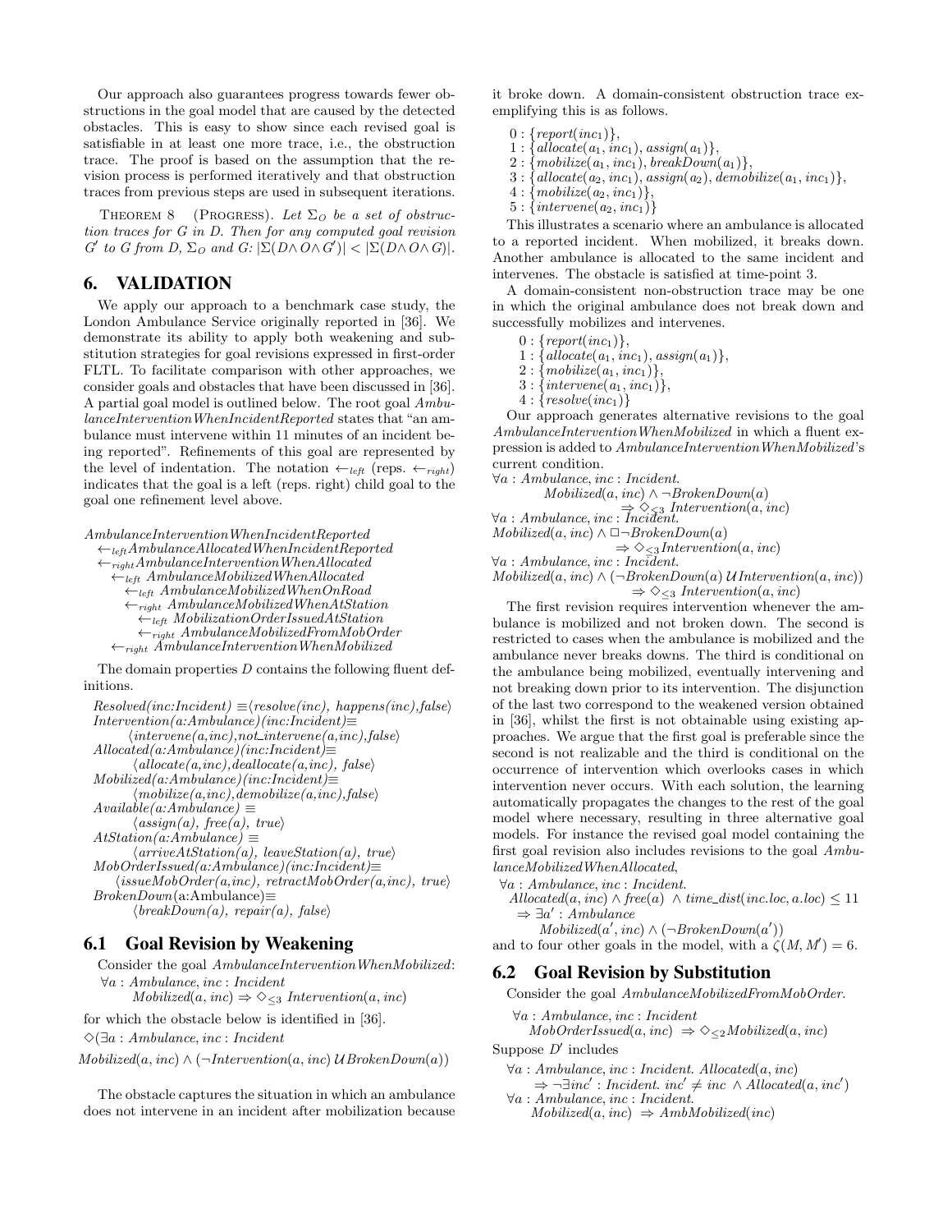Our approach also guarantees progress towards fewer obstructions in the goal model that are caused by the detected obstacles. This is easy to show since each revised goal is satisfiable in at least one more trace, i.e., the obstruction trace. The proof is based on the assumption that the revision process is performed iteratively and that obstruction traces from previous steps are used in subsequent iterations.

Theorem 8 (Progress). *Let $\Sigma_O$ be a set of obstruction traces for $G$ in $D$. Then for any computed goal revision $G'$ to $G$ from $D$, $\Sigma_O$ and $G$: $|\Sigma(D \wedge O \wedge G')| < |\Sigma(D \wedge O \wedge G)|$.*

## 6. VALIDATION

We apply our approach to a benchmark case study, the London Ambulance Service originally reported in [36]. We demonstrate its ability to apply both weakening and substitution strategies for goal revisions expressed in first-order FLTL. To facilitate comparison with other approaches, we consider goals and obstacles that have been discussed in [36]. A partial goal model is outlined below. The root goal *AmbulanceInterventionWhenIncidentReported* states that "an ambulance must intervene within 11 minutes of an incident being reported". Refinements of this goal are represented by the level of indentation. The notation $\leftarrow_{left}$ (reps. $\leftarrow_{right}$) indicates that the goal is a left (reps. right) child goal to the goal one refinement level above.

*AmbulanceInterventionWhenIncidentReported*
  $\leftarrow_{left}$ *AmbulanceAllocatedWhenIncidentReported*
  $\leftarrow_{right}$ *AmbulanceInterventionWhenAllocated*
    $\leftarrow_{left}$ *AmbulanceMobilizedWhenAllocated*
      $\leftarrow_{left}$ *AmbulanceMobilizedWhenOnRoad*
      $\leftarrow_{right}$ *AmbulanceMobilizedWhenAtStation*
        $\leftarrow_{left}$ *MobilizationOrderIssuedAtStation*
        $\leftarrow_{right}$ *AmbulanceMobilizedFromMobOrder*
    $\leftarrow_{right}$ *AmbulanceInterventionWhenMobilized*

The domain properties $D$ contains the following fluent definitions.

*Resolved(inc:Incident)* $\equiv$ $\langle$*resolve(inc), happens(inc),false*$\rangle$
*Intervention(a:Ambulance)(inc:Incident)* $\equiv$
  $\langle$*intervene(a,inc),not_intervene(a,inc),false*$\rangle$
*Allocated(a:Ambulance)(inc:Incident)* $\equiv$
  $\langle$*allocate(a,inc),deallocate(a,inc), false*$\rangle$
*Mobilized(a:Ambulance)(inc:Incident)* $\equiv$
  $\langle$*mobilize(a,inc),demobilize(a,inc),false*$\rangle$
*Available(a:Ambulance)* $\equiv$
  $\langle$*assign(a), free(a), true*$\rangle$
*AtStation(a:Ambulance)* $\equiv$
  $\langle$*arriveAtStation(a), leaveStation(a), true*$\rangle$
*MobOrderIssued(a:Ambulance)(inc:Incident)* $\equiv$
  $\langle$*issueMobOrder(a,inc), retractMobOrder(a,inc), true*$\rangle$
*BrokenDown*(a:Ambulance) $\equiv$
  $\langle$*breakDown(a), repair(a), false*$\rangle$

### 6.1 Goal Revision by Weakening

Consider the goal *AmbulanceInterventionWhenMobilized*:

$\forall a : Ambulance, inc : Incident$
  $Mobilized(a, inc) \Rightarrow \Diamond_{\leq 3}\ Intervention(a, inc)$

for which the obstacle below is identified in [36].

$\Diamond(\exists a : Ambulance, inc : Incident$
$Mobilized(a, inc) \wedge (\neg Intervention(a, inc)\, \mathcal{U} BrokenDown(a))$

The obstacle captures the situation in which an ambulance does not intervene in an incident after mobilization because it broke down. A domain-consistent obstruction trace exemplifying this is as follows.

$0 : \{report(inc_1)\}$,
$1 : \{allocate(a_1, inc_1), assign(a_1)\}$,
$2 : \{mobilize(a_1, inc_1), breakDown(a_1)\}$,
$3 : \{allocate(a_2, inc_1), assign(a_2), demobilize(a_1, inc_1)\}$,
$4 : \{mobilize(a_2, inc_1)\}$,
$5 : \{intervene(a_2, inc_1)\}$

This illustrates a scenario where an ambulance is allocated to a reported incident. When mobilized, it breaks down. Another ambulance is allocated to the same incident and intervenes. The obstacle is satisfied at time-point 3.

A domain-consistent non-obstruction trace may be one in which the original ambulance does not break down and successfully mobilizes and intervenes.

$0 : \{report(inc_1)\}$,
$1 : \{allocate(a_1, inc_1), assign(a_1)\}$,
$2 : \{mobilize(a_1, inc_1)\}$,
$3 : \{intervene(a_1, inc_1)\}$,
$4 : \{resolve(inc_1)\}$

Our approach generates alternative revisions to the goal *AmbulanceInterventionWhenMobilized* in which a fluent expression is added to *AmbulanceInterventionWhenMobilized*'s current condition.

$\forall a : Ambulance, inc : Incident.$
  $Mobilized(a, inc) \wedge \neg BrokenDown(a)$
    $\Rightarrow \Diamond_{\leq 3}\ Intervention(a, inc)$
$\forall a : Ambulance, inc : Incident.$
$Mobilized(a, inc) \wedge \Box\neg BrokenDown(a)$
    $\Rightarrow \Diamond_{\leq 3} Intervention(a, inc)$
$\forall a : Ambulance, inc : Incident.$
$Mobilized(a, inc) \wedge (\neg BrokenDown(a)\, \mathcal{U} Intervention(a, inc))$
    $\Rightarrow \Diamond_{\leq 3}\ Intervention(a, inc)$

The first revision requires intervention whenever the ambulance is mobilized and not broken down. The second is restricted to cases when the ambulance is mobilized and the ambulance never breaks downs. The third is conditional on the ambulance being mobilized, eventually intervening and not breaking down prior to its intervention. The disjunction of the last two correspond to the weakened version obtained in [36], whilst the first is not obtainable using existing approaches. We argue that the first goal is preferable since the second is not realizable and the third is conditional on the occurrence of intervention which overlooks cases in which intervention never occurs. With each solution, the learning automatically propagates the changes to the rest of the goal model where necessary, resulting in three alternative goal models. For instance the revised goal model containing the first goal revision also includes revisions to the goal *AmbulanceMobilizedWhenAllocated*,

$\forall a : Ambulance, inc : Incident.$
  $Allocated(a, inc) \wedge free(a)\ \wedge time\_dist(inc.loc, a.loc) \leq 11$
  $\Rightarrow \exists a' : Ambulance$
    $Mobilized(a', inc) \wedge (\neg BrokenDown(a'))$

and to four other goals in the model, with a $\zeta(M, M') = 6$.

### 6.2 Goal Revision by Substitution

Consider the goal *AmbulanceMobilizedFromMobOrder*.

$\forall a : Ambulance, inc : Incident$
  $MobOrderIssued(a, inc)\ \Rightarrow \Diamond_{\leq 2} Mobilized(a, inc)$

Suppose $D'$ includes

$\forall a : Ambulance, inc : Incident.\ Allocated(a, inc)$
  $\Rightarrow \neg\exists inc' : Incident.\ inc' \neq inc\ \wedge Allocated(a, inc')$
$\forall a : Ambulance, inc : Incident.$
  $Mobilized(a, inc)\ \Rightarrow AmbMobilized(inc)$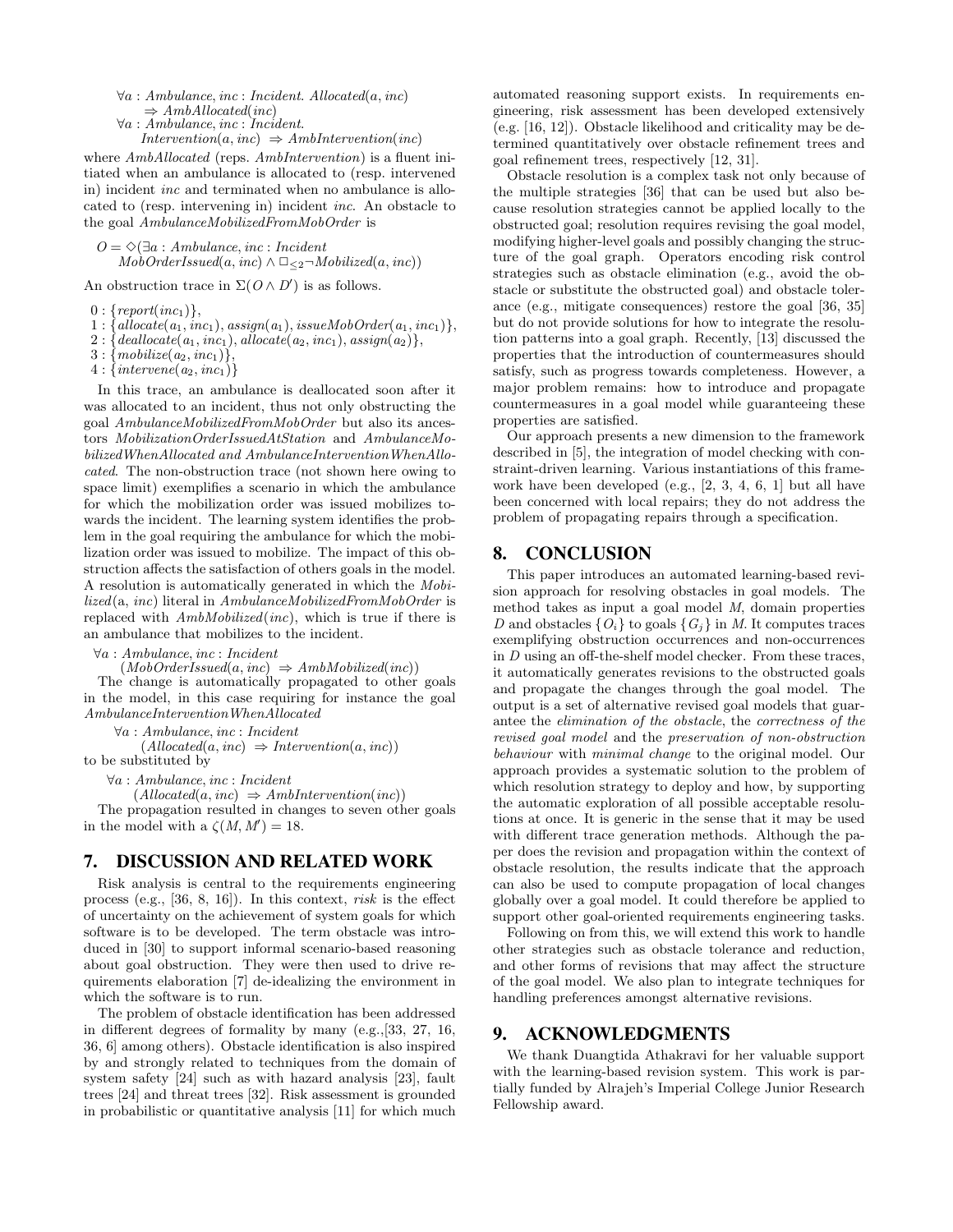$\forall a : Ambulance, inc : Incident.\ Allocated(a, inc)$
$\quad \Rightarrow AmbAllocated(inc)$
$\forall a : Ambulance, inc : Incident.$
$\quad Intervention(a, inc) \Rightarrow AmbIntervention(inc)$

where *AmbAllocated* (reps. *AmbIntervention*) is a fluent initiated when an ambulance is allocated to (resp. intervened in) incident *inc* and terminated when no ambulance is allocated to (resp. intervening in) incident *inc*. An obstacle to the goal *AmbulanceMobilizedFromMobOrder* is

$$O = \Diamond(\exists a : Ambulance, inc : Incident \quad MobOrderIssued(a, inc) \wedge \Box_{\leq 2}\neg Mobilized(a, inc))$$

An obstruction trace in $\Sigma(O \wedge D')$ is as follows.

$0 : \{report(inc_1)\},$
$1 : \{allocate(a_1, inc_1), assign(a_1), issueMobOrder(a_1, inc_1)\},$
$2 : \{deallocate(a_1, inc_1), allocate(a_2, inc_1), assign(a_2)\},$
$3 : \{mobilize(a_2, inc_1)\},$
$4 : \{intervene(a_2, inc_1)\}$

In this trace, an ambulance is deallocated soon after it was allocated to an incident, thus not only obstructing the goal *AmbulanceMobilizedFromMobOrder* but also its ancestors *MobilizationOrderIssuedAtStation* and *AmbulanceMobilizedWhenAllocated and AmbulanceInterventionWhenAllocated*. The non-obstruction trace (not shown here owing to space limit) exemplifies a scenario in which the ambulance for which the mobilization order was issued mobilizes towards the incident. The learning system identifies the problem in the goal requiring the ambulance for which the mobilization order was issued to mobilize. The impact of this obstruction affects the satisfaction of others goals in the model. A resolution is automatically generated in which the *Mobilized*(a, *inc*) literal in *AmbulanceMobilizedFromMobOrder* is replaced with *AmbMobilized*(*inc*), which is true if there is an ambulance that mobilizes to the incident.

$\forall a : Ambulance, inc : Incident$
$\quad (MobOrderIssued(a, inc) \Rightarrow AmbMobilized(inc))$

The change is automatically propagated to other goals in the model, in this case requiring for instance the goal *AmbulanceInterventionWhenAllocated*

$\forall a : Ambulance, inc : Incident$
$\quad (Allocated(a, inc) \Rightarrow Intervention(a, inc))$

to be substituted by

$\forall a : Ambulance, inc : Incident$
$\quad (Allocated(a, inc) \Rightarrow AmbIntervention(inc))$

The propagation resulted in changes to seven other goals in the model with a $\zeta(M, M') = 18$.

## 7. DISCUSSION AND RELATED WORK

Risk analysis is central to the requirements engineering process (e.g., [36, 8, 16]). In this context, *risk* is the effect of uncertainty on the achievement of system goals for which software is to be developed. The term obstacle was introduced in [30] to support informal scenario-based reasoning about goal obstruction. They were then used to drive requirements elaboration [7] de-idealizing the environment in which the software is to run.

The problem of obstacle identification has been addressed in different degrees of formality by many (e.g.,[33, 27, 16, 36, 6] among others). Obstacle identification is also inspired by and strongly related to techniques from the domain of system safety [24] such as with hazard analysis [23], fault trees [24] and threat trees [32]. Risk assessment is grounded in probabilistic or quantitative analysis [11] for which much automated reasoning support exists. In requirements engineering, risk assessment has been developed extensively (e.g. [16, 12]). Obstacle likelihood and criticality may be determined quantitatively over obstacle refinement trees and goal refinement trees, respectively [12, 31].

Obstacle resolution is a complex task not only because of the multiple strategies [36] that can be used but also because resolution strategies cannot be applied locally to the obstructed goal; resolution requires revising the goal model, modifying higher-level goals and possibly changing the structure of the goal graph. Operators encoding risk control strategies such as obstacle elimination (e.g., avoid the obstacle or substitute the obstructed goal) and obstacle tolerance (e.g., mitigate consequences) restore the goal [36, 35] but do not provide solutions for how to integrate the resolution patterns into a goal graph. Recently, [13] discussed the properties that the introduction of countermeasures should satisfy, such as progress towards completeness. However, a major problem remains: how to introduce and propagate countermeasures in a goal model while guaranteeing these properties are satisfied.

Our approach presents a new dimension to the framework described in [5], the integration of model checking with constraint-driven learning. Various instantiations of this framework have been developed (e.g., [2, 3, 4, 6, 1] but all have been concerned with local repairs; they do not address the problem of propagating repairs through a specification.

## 8. CONCLUSION

This paper introduces an automated learning-based revision approach for resolving obstacles in goal models. The method takes as input a goal model $M$, domain properties $D$ and obstacles $\{O_i\}$ to goals $\{G_j\}$ in $M$. It computes traces exemplifying obstruction occurrences and non-occurrences in $D$ using an off-the-shelf model checker. From these traces, it automatically generates revisions to the obstructed goals and propagate the changes through the goal model. The output is a set of alternative revised goal models that guarantee the *elimination of the obstacle*, the *correctness of the revised goal model* and the *preservation of non-obstruction behaviour* with *minimal change* to the original model. Our approach provides a systematic solution to the problem of which resolution strategy to deploy and how, by supporting the automatic exploration of all possible acceptable resolutions at once. It is generic in the sense that it may be used with different trace generation methods. Although the paper does the revision and propagation within the context of obstacle resolution, the results indicate that the approach can also be used to compute propagation of local changes globally over a goal model. It could therefore be applied to support other goal-oriented requirements engineering tasks.

Following on from this, we will extend this work to handle other strategies such as obstacle tolerance and reduction, and other forms of revisions that may affect the structure of the goal model. We also plan to integrate techniques for handling preferences amongst alternative revisions.

## 9. ACKNOWLEDGMENTS

We thank Duangtida Athakravi for her valuable support with the learning-based revision system. This work is partially funded by Alrajeh's Imperial College Junior Research Fellowship award.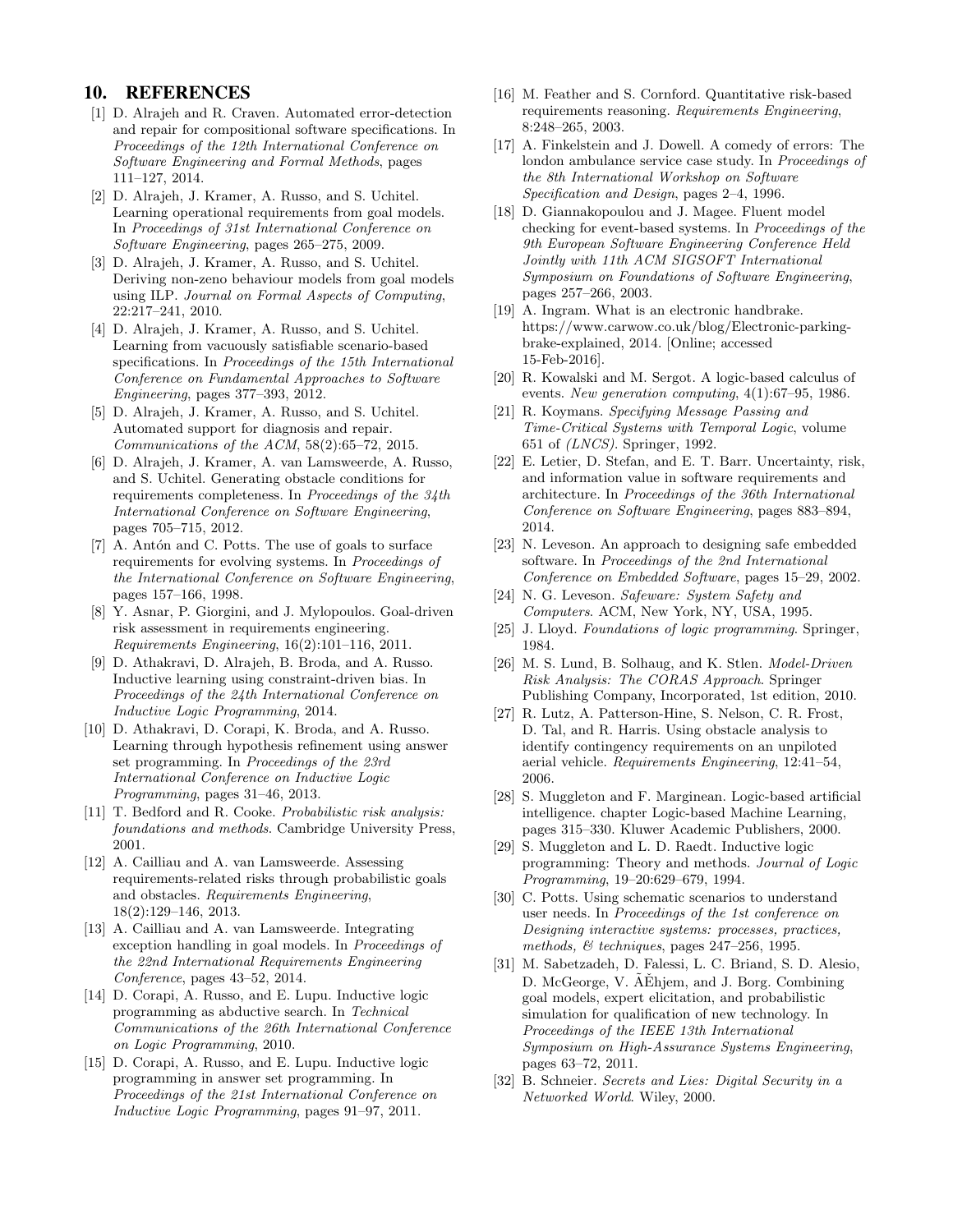## 10. REFERENCES

[1] D. Alrajeh and R. Craven. Automated error-detection and repair for compositional software specifications. In *Proceedings of the 12th International Conference on Software Engineering and Formal Methods*, pages 111–127, 2014.

[2] D. Alrajeh, J. Kramer, A. Russo, and S. Uchitel. Learning operational requirements from goal models. In *Proceedings of 31st International Conference on Software Engineering*, pages 265–275, 2009.

[3] D. Alrajeh, J. Kramer, A. Russo, and S. Uchitel. Deriving non-zeno behaviour models from goal models using ILP. *Journal on Formal Aspects of Computing*, 22:217–241, 2010.

[4] D. Alrajeh, J. Kramer, A. Russo, and S. Uchitel. Learning from vacuously satisfiable scenario-based specifications. In *Proceedings of the 15th International Conference on Fundamental Approaches to Software Engineering*, pages 377–393, 2012.

[5] D. Alrajeh, J. Kramer, A. Russo, and S. Uchitel. Automated support for diagnosis and repair. *Communications of the ACM*, 58(2):65–72, 2015.

[6] D. Alrajeh, J. Kramer, A. van Lamsweerde, A. Russo, and S. Uchitel. Generating obstacle conditions for requirements completeness. In *Proceedings of the 34th International Conference on Software Engineering*, pages 705–715, 2012.

[7] A. Antón and C. Potts. The use of goals to surface requirements for evolving systems. In *Proceedings of the International Conference on Software Engineering*, pages 157–166, 1998.

[8] Y. Asnar, P. Giorgini, and J. Mylopoulos. Goal-driven risk assessment in requirements engineering. *Requirements Engineering*, 16(2):101–116, 2011.

[9] D. Athakravi, D. Alrajeh, B. Broda, and A. Russo. Inductive learning using constraint-driven bias. In *Proceedings of the 24th International Conference on Inductive Logic Programming*, 2014.

[10] D. Athakravi, D. Corapi, K. Broda, and A. Russo. Learning through hypothesis refinement using answer set programming. In *Proceedings of the 23rd International Conference on Inductive Logic Programming*, pages 31–46, 2013.

[11] T. Bedford and R. Cooke. *Probabilistic risk analysis: foundations and methods*. Cambridge University Press, 2001.

[12] A. Cailliau and A. van Lamsweerde. Assessing requirements-related risks through probabilistic goals and obstacles. *Requirements Engineering*, 18(2):129–146, 2013.

[13] A. Cailliau and A. van Lamsweerde. Integrating exception handling in goal models. In *Proceedings of the 22nd International Requirements Engineering Conference*, pages 43–52, 2014.

[14] D. Corapi, A. Russo, and E. Lupu. Inductive logic programming as abductive search. In *Technical Communications of the 26th International Conference on Logic Programming*, 2010.

[15] D. Corapi, A. Russo, and E. Lupu. Inductive logic programming in answer set programming. In *Proceedings of the 21st International Conference on Inductive Logic Programming*, pages 91–97, 2011.

[16] M. Feather and S. Cornford. Quantitative risk-based requirements reasoning. *Requirements Engineering*, 8:248–265, 2003.

[17] A. Finkelstein and J. Dowell. A comedy of errors: The london ambulance service case study. In *Proceedings of the 8th International Workshop on Software Specification and Design*, pages 2–4, 1996.

[18] D. Giannakopoulou and J. Magee. Fluent model checking for event-based systems. In *Proceedings of the 9th European Software Engineering Conference Held Jointly with 11th ACM SIGSOFT International Symposium on Foundations of Software Engineering*, pages 257–266, 2003.

[19] A. Ingram. What is an electronic handbrake. https://www.carwow.co.uk/blog/Electronic-parking-brake-explained, 2014. [Online; accessed 15-Feb-2016].

[20] R. Kowalski and M. Sergot. A logic-based calculus of events. *New generation computing*, 4(1):67–95, 1986.

[21] R. Koymans. *Specifying Message Passing and Time-Critical Systems with Temporal Logic*, volume 651 of *(LNCS)*. Springer, 1992.

[22] E. Letier, D. Stefan, and E. T. Barr. Uncertainty, risk, and information value in software requirements and architecture. In *Proceedings of the 36th International Conference on Software Engineering*, pages 883–894, 2014.

[23] N. Leveson. An approach to designing safe embedded software. In *Proceedings of the 2nd International Conference on Embedded Software*, pages 15–29, 2002.

[24] N. G. Leveson. *Safeware: System Safety and Computers*. ACM, New York, NY, USA, 1995.

[25] J. Lloyd. *Foundations of logic programming*. Springer, 1984.

[26] M. S. Lund, B. Solhaug, and K. Stlen. *Model-Driven Risk Analysis: The CORAS Approach*. Springer Publishing Company, Incorporated, 1st edition, 2010.

[27] R. Lutz, A. Patterson-Hine, S. Nelson, C. R. Frost, D. Tal, and R. Harris. Using obstacle analysis to identify contingency requirements on an unpiloted aerial vehicle. *Requirements Engineering*, 12:41–54, 2006.

[28] S. Muggleton and F. Marginean. Logic-based artificial intelligence. chapter Logic-based Machine Learning, pages 315–330. Kluwer Academic Publishers, 2000.

[29] S. Muggleton and L. D. Raedt. Inductive logic programming: Theory and methods. *Journal of Logic Programming*, 19–20:629–679, 1994.

[30] C. Potts. Using schematic scenarios to understand user needs. In *Proceedings of the 1st conference on Designing interactive systems: processes, practices, methods, & techniques*, pages 247–256, 1995.

[31] M. Sabetzadeh, D. Falessi, L. C. Briand, S. D. Alesio, D. McGeorge, V. ÃĚhjem, and J. Borg. Combining goal models, expert elicitation, and probabilistic simulation for qualification of new technology. In *Proceedings of the IEEE 13th International Symposium on High-Assurance Systems Engineering*, pages 63–72, 2011.

[32] B. Schneier. *Secrets and Lies: Digital Security in a Networked World*. Wiley, 2000.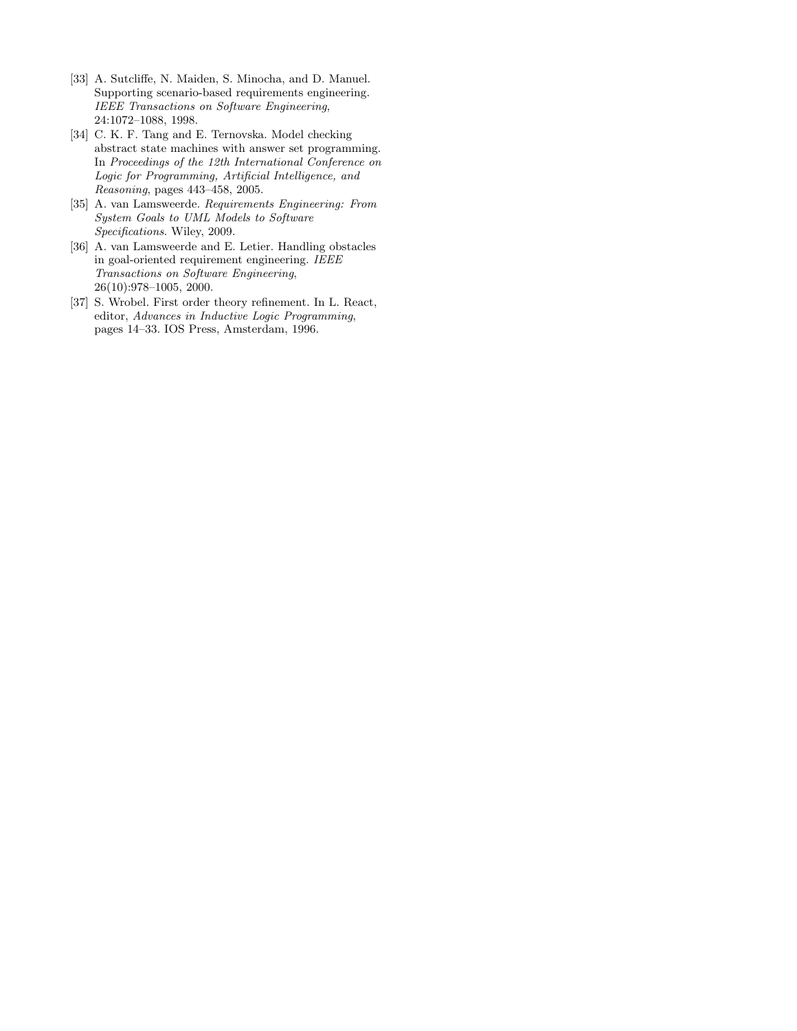[33] A. Sutcliffe, N. Maiden, S. Minocha, and D. Manuel. Supporting scenario-based requirements engineering. *IEEE Transactions on Software Engineering*, 24:1072–1088, 1998.

[34] C. K. F. Tang and E. Ternovska. Model checking abstract state machines with answer set programming. In *Proceedings of the 12th International Conference on Logic for Programming, Artificial Intelligence, and Reasoning*, pages 443–458, 2005.

[35] A. van Lamsweerde. *Requirements Engineering: From System Goals to UML Models to Software Specifications*. Wiley, 2009.

[36] A. van Lamsweerde and E. Letier. Handling obstacles in goal-oriented requirement engineering. *IEEE Transactions on Software Engineering*, 26(10):978–1005, 2000.

[37] S. Wrobel. First order theory refinement. In L. React, editor, *Advances in Inductive Logic Programming*, pages 14–33. IOS Press, Amsterdam, 1996.